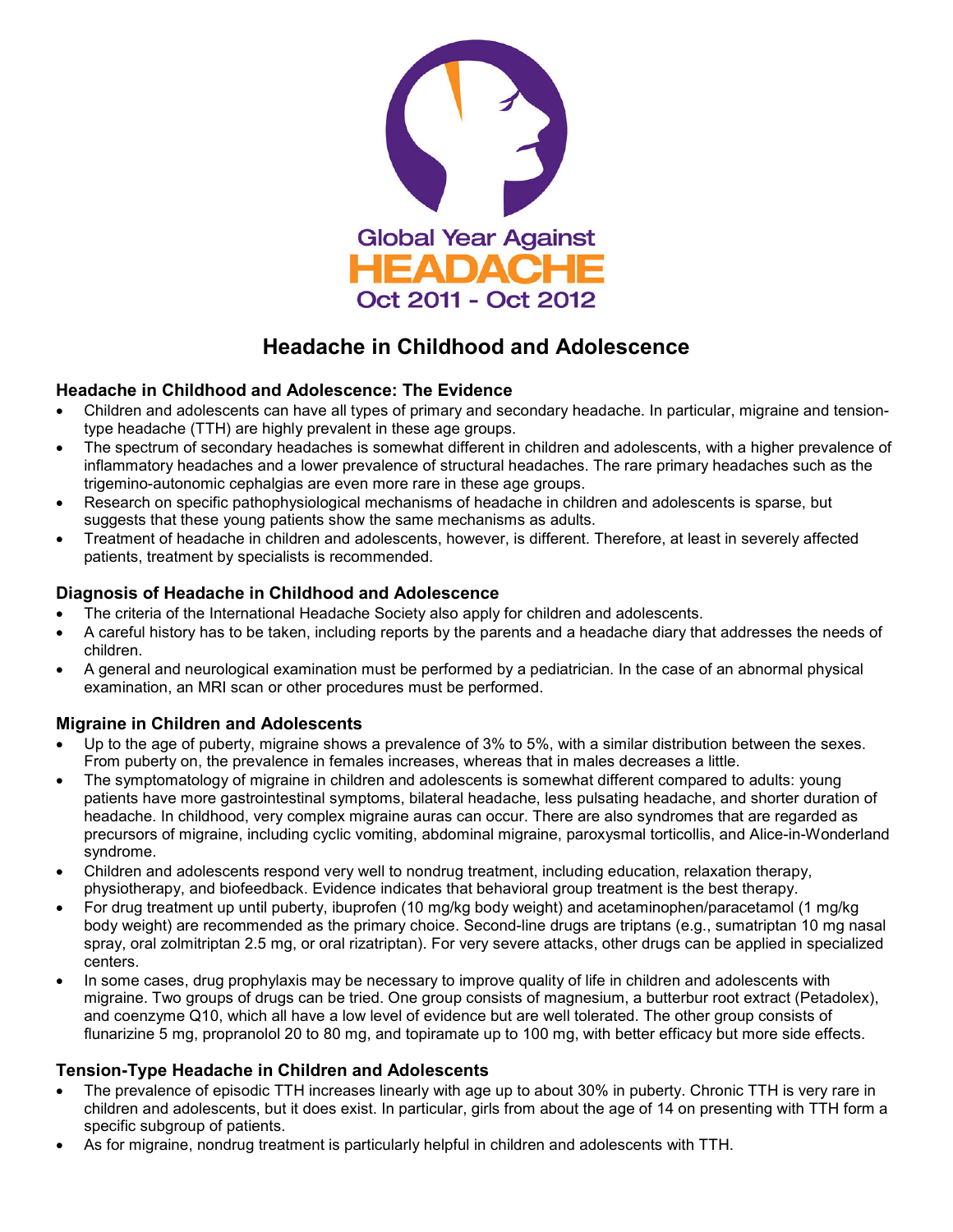Global Year Against
HEADACHE
Oct 2011 - Oct 2012

# Headache in Childhood and Adolescence

### Headache in Childhood and Adolescence: The Evidence

- Children and adolescents can have all types of primary and secondary headache. In particular, migraine and tension-type headache (TTH) are highly prevalent in these age groups.
- The spectrum of secondary headaches is somewhat different in children and adolescents, with a higher prevalence of inflammatory headaches and a lower prevalence of structural headaches. The rare primary headaches such as the trigemino-autonomic cephalgias are even more rare in these age groups.
- Research on specific pathophysiological mechanisms of headache in children and adolescents is sparse, but suggests that these young patients show the same mechanisms as adults.
- Treatment of headache in children and adolescents, however, is different. Therefore, at least in severely affected patients, treatment by specialists is recommended.

### Diagnosis of Headache in Childhood and Adolescence

- The criteria of the International Headache Society also apply for children and adolescents.
- A careful history has to be taken, including reports by the parents and a headache diary that addresses the needs of children.
- A general and neurological examination must be performed by a pediatrician. In the case of an abnormal physical examination, an MRI scan or other procedures must be performed.

### Migraine in Children and Adolescents

- Up to the age of puberty, migraine shows a prevalence of 3% to 5%, with a similar distribution between the sexes. From puberty on, the prevalence in females increases, whereas that in males decreases a little.
- The symptomatology of migraine in children and adolescents is somewhat different compared to adults: young patients have more gastrointestinal symptoms, bilateral headache, less pulsating headache, and shorter duration of headache. In childhood, very complex migraine auras can occur. There are also syndromes that are regarded as precursors of migraine, including cyclic vomiting, abdominal migraine, paroxysmal torticollis, and Alice-in-Wonderland syndrome.
- Children and adolescents respond very well to nondrug treatment, including education, relaxation therapy, physiotherapy, and biofeedback. Evidence indicates that behavioral group treatment is the best therapy.
- For drug treatment up until puberty, ibuprofen (10 mg/kg body weight) and acetaminophen/paracetamol (1 mg/kg body weight) are recommended as the primary choice. Second-line drugs are triptans (e.g., sumatriptan 10 mg nasal spray, oral zolmitriptan 2.5 mg, or oral rizatriptan). For very severe attacks, other drugs can be applied in specialized centers.
- In some cases, drug prophylaxis may be necessary to improve quality of life in children and adolescents with migraine. Two groups of drugs can be tried. One group consists of magnesium, a butterbur root extract (Petadolex), and coenzyme Q10, which all have a low level of evidence but are well tolerated. The other group consists of flunarizine 5 mg, propranolol 20 to 80 mg, and topiramate up to 100 mg, with better efficacy but more side effects.

### Tension-Type Headache in Children and Adolescents

- The prevalence of episodic TTH increases linearly with age up to about 30% in puberty. Chronic TTH is very rare in children and adolescents, but it does exist. In particular, girls from about the age of 14 on presenting with TTH form a specific subgroup of patients.
- As for migraine, nondrug treatment is particularly helpful in children and adolescents with TTH.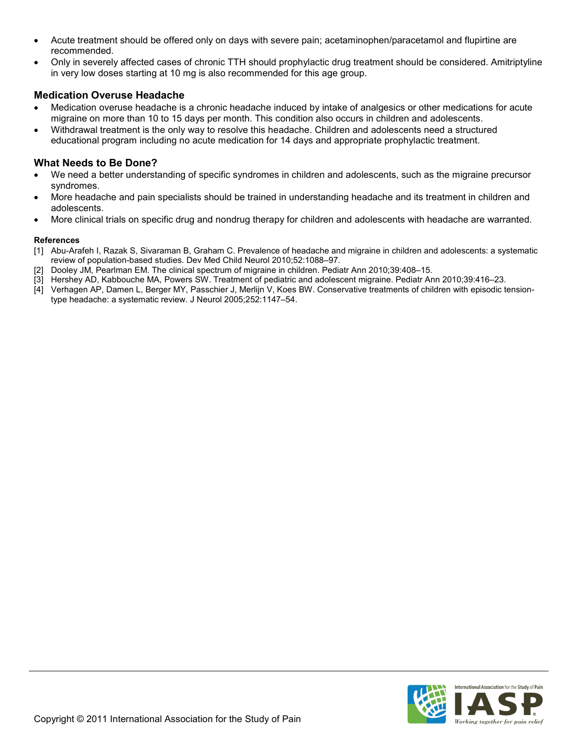- Acute treatment should be offered only on days with severe pain; acetaminophen/paracetamol and flupirtine are recommended.
- Only in severely affected cases of chronic TTH should prophylactic drug treatment should be considered. Amitriptyline in very low doses starting at 10 mg is also recommended for this age group.

### Medication Overuse Headache

- Medication overuse headache is a chronic headache induced by intake of analgesics or other medications for acute migraine on more than 10 to 15 days per month. This condition also occurs in children and adolescents.
- Withdrawal treatment is the only way to resolve this headache. Children and adolescents need a structured educational program including no acute medication for 14 days and appropriate prophylactic treatment.

### What Needs to Be Done?

- We need a better understanding of specific syndromes in children and adolescents, such as the migraine precursor syndromes.
- More headache and pain specialists should be trained in understanding headache and its treatment in children and adolescents.
- More clinical trials on specific drug and nondrug therapy for children and adolescents with headache are warranted.

#### References

[1] Abu-Arafeh I, Razak S, Sivaraman B, Graham C. Prevalence of headache and migraine in children and adolescents: a systematic review of population-based studies. Dev Med Child Neurol 2010;52:1088–97.
[2] Dooley JM, Pearlman EM. The clinical spectrum of migraine in children. Pediatr Ann 2010;39:408–15.
[3] Hershey AD, Kabbouche MA, Powers SW. Treatment of pediatric and adolescent migraine. Pediatr Ann 2010;39:416–23.
[4] Verhagen AP, Damen L, Berger MY, Passchier J, Merlijn V, Koes BW. Conservative treatments of children with episodic tension-type headache: a systematic review. J Neurol 2005;252:1147–54.

Copyright © 2011 International Association for the Study of Pain